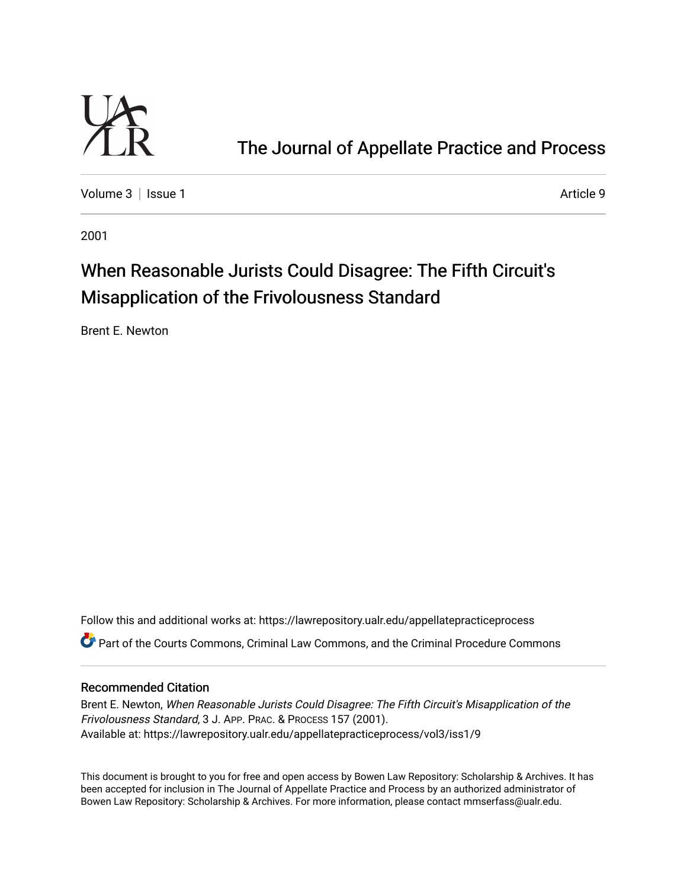The Journal of Appellate Practice and Process

Volume 3 | Issue 1 Article 9

2001

# When Reasonable Jurists Could Disagree: The Fifth Circuit's Misapplication of the Frivolousness Standard

Brent E. Newton

Follow this and additional works at: https://lawrepository.ualr.edu/appellatepracticeprocess

Part of the Courts Commons, Criminal Law Commons, and the Criminal Procedure Commons

## Recommended Citation

Brent E. Newton, *When Reasonable Jurists Could Disagree: The Fifth Circuit's Misapplication of the Frivolousness Standard*, 3 J. APP. PRAC. & PROCESS 157 (2001).
Available at: https://lawrepository.ualr.edu/appellatepracticeprocess/vol3/iss1/9

This document is brought to you for free and open access by Bowen Law Repository: Scholarship & Archives. It has been accepted for inclusion in The Journal of Appellate Practice and Process by an authorized administrator of Bowen Law Repository: Scholarship & Archives. For more information, please contact mmserfass@ualr.edu.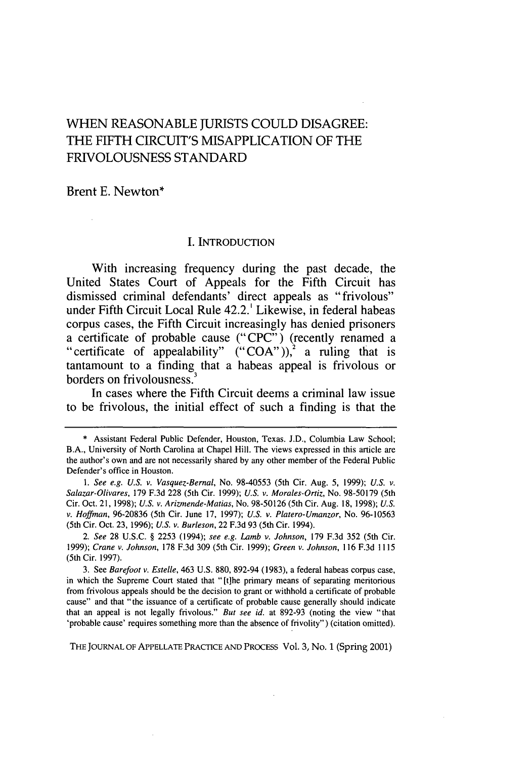# WHEN REASONABLE JURISTS COULD DISAGREE: THE FIFTH CIRCUIT'S MISAPPLICATION OF THE FRIVOLOUSNESS STANDARD

Brent E. Newton*

## I. INTRODUCTION

With increasing frequency during the past decade, the United States Court of Appeals for the Fifth Circuit has dismissed criminal defendants' direct appeals as "frivolous" under Fifth Circuit Local Rule 42.2.[1] Likewise, in federal habeas corpus cases, the Fifth Circuit increasingly has denied prisoners a certificate of probable cause ("CPC") (recently renamed a "certificate of appealability" ("COA")),[2] a ruling that is tantamount to a finding that a habeas appeal is frivolous or borders on frivolousness.[3]

In cases where the Fifth Circuit deems a criminal law issue to be frivolous, the initial effect of such a finding is that the

---

\* Assistant Federal Public Defender, Houston, Texas. J.D., Columbia Law School; B.A., University of North Carolina at Chapel Hill. The views expressed in this article are the author's own and are not necessarily shared by any other member of the Federal Public Defender's office in Houston.

1. *See e.g. U.S. v. Vasquez-Bernal*, No. 98-40553 (5th Cir. Aug. 5, 1999); *U.S. v. Salazar-Olivares*, 179 F.3d 228 (5th Cir. 1999); *U.S. v. Morales-Ortiz*, No. 98-50179 (5th Cir. Oct. 21, 1998); *U.S. v. Arizmende-Matias*, No. 98-50126 (5th Cir. Aug. 18, 1998); *U.S. v. Hoffman*, 96-20836 (5th Cir. June 17, 1997); *U.S. v. Platero-Umanzor*, No. 96-10563 (5th Cir. Oct. 23, 1996); *U.S. v. Burleson*, 22 F.3d 93 (5th Cir. 1994).

2. *See* 28 U.S.C. § 2253 (1994); *see e.g. Lamb v. Johnson*, 179 F.3d 352 (5th Cir. 1999); *Crane v. Johnson*, 178 F.3d 309 (5th Cir. 1999); *Green v. Johnson*, 116 F.3d 1115 (5th Cir. 1997).

3. See *Barefoot v. Estelle*, 463 U.S. 880, 892-94 (1983), a federal habeas corpus case, in which the Supreme Court stated that "[t]he primary means of separating meritorious from frivolous appeals should be the decision to grant or withhold a certificate of probable cause" and that "the issuance of a certificate of probable cause generally should indicate that an appeal is not legally frivolous." *But see id.* at 892-93 (noting the view "that 'probable cause' requires something more than the absence of frivolity") (citation omitted).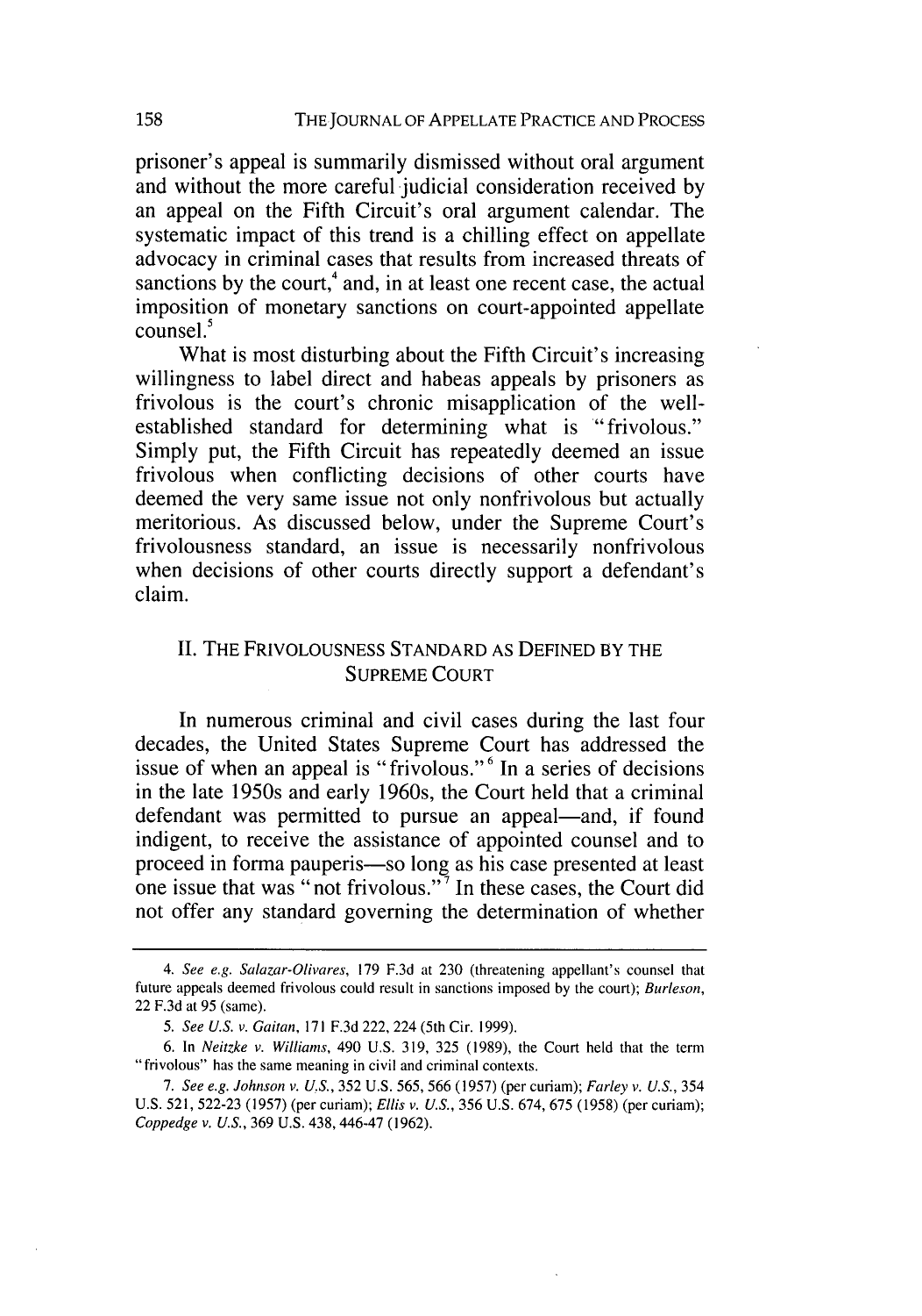prisoner's appeal is summarily dismissed without oral argument and without the more careful judicial consideration received by an appeal on the Fifth Circuit's oral argument calendar. The systematic impact of this trend is a chilling effect on appellate advocacy in criminal cases that results from increased threats of sanctions by the court,[4] and, in at least one recent case, the actual imposition of monetary sanctions on court-appointed appellate counsel.[5]

What is most disturbing about the Fifth Circuit's increasing willingness to label direct and habeas appeals by prisoners as frivolous is the court's chronic misapplication of the well-established standard for determining what is "frivolous." Simply put, the Fifth Circuit has repeatedly deemed an issue frivolous when conflicting decisions of other courts have deemed the very same issue not only nonfrivolous but actually meritorious. As discussed below, under the Supreme Court's frivolousness standard, an issue is necessarily nonfrivolous when decisions of other courts directly support a defendant's claim.

## II. THE FRIVOLOUSNESS STANDARD AS DEFINED BY THE SUPREME COURT

In numerous criminal and civil cases during the last four decades, the United States Supreme Court has addressed the issue of when an appeal is "frivolous."[6] In a series of decisions in the late 1950s and early 1960s, the Court held that a criminal defendant was permitted to pursue an appeal—and, if found indigent, to receive the assistance of appointed counsel and to proceed in forma pauperis—so long as his case presented at least one issue that was "not frivolous."[7] In these cases, the Court did not offer any standard governing the determination of whether

---

4. *See e.g. Salazar-Olivares*, 179 F.3d at 230 (threatening appellant's counsel that future appeals deemed frivolous could result in sanctions imposed by the court); *Burleson*, 22 F.3d at 95 (same).

5. *See U.S. v. Gaitan*, 171 F.3d 222, 224 (5th Cir. 1999).

6. In *Neitzke v. Williams*, 490 U.S. 319, 325 (1989), the Court held that the term "frivolous" has the same meaning in civil and criminal contexts.

7. *See e.g. Johnson v. U.S.*, 352 U.S. 565, 566 (1957) (per curiam); *Farley v. U.S.*, 354 U.S. 521, 522-23 (1957) (per curiam); *Ellis v. U.S.*, 356 U.S. 674, 675 (1958) (per curiam); *Coppedge v. U.S.*, 369 U.S. 438, 446-47 (1962).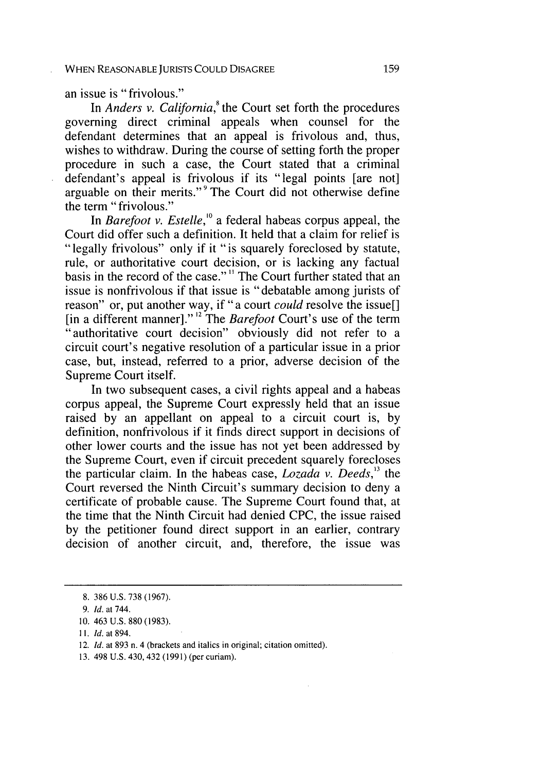an issue is "frivolous."

In *Anders v. California*,[8] the Court set forth the procedures governing direct criminal appeals when counsel for the defendant determines that an appeal is frivolous and, thus, wishes to withdraw. During the course of setting forth the proper procedure in such a case, the Court stated that a criminal defendant's appeal is frivolous if its "legal points [are not] arguable on their merits."[9] The Court did not otherwise define the term "frivolous."

In *Barefoot v. Estelle*,[10] a federal habeas corpus appeal, the Court did offer such a definition. It held that a claim for relief is "legally frivolous" only if it "is squarely foreclosed by statute, rule, or authoritative court decision, or is lacking any factual basis in the record of the case."[11] The Court further stated that an issue is nonfrivolous if that issue is "debatable among jurists of reason" or, put another way, if "a court *could* resolve the issue[] [in a different manner]."[12] The *Barefoot* Court's use of the term "authoritative court decision" obviously did not refer to a circuit court's negative resolution of a particular issue in a prior case, but, instead, referred to a prior, adverse decision of the Supreme Court itself.

In two subsequent cases, a civil rights appeal and a habeas corpus appeal, the Supreme Court expressly held that an issue raised by an appellant on appeal to a circuit court is, by definition, nonfrivolous if it finds direct support in decisions of other lower courts and the issue has not yet been addressed by the Supreme Court, even if circuit precedent squarely forecloses the particular claim. In the habeas case, *Lozada v. Deeds*,[13] the Court reversed the Ninth Circuit's summary decision to deny a certificate of probable cause. The Supreme Court found that, at the time that the Ninth Circuit had denied CPC, the issue raised by the petitioner found direct support in an earlier, contrary decision of another circuit, and, therefore, the issue was

---

8. 386 U.S. 738 (1967).
9. *Id.* at 744.
10. 463 U.S. 880 (1983).
11. *Id.* at 894.
12. *Id.* at 893 n. 4 (brackets and italics in original; citation omitted).
13. 498 U.S. 430, 432 (1991) (per curiam).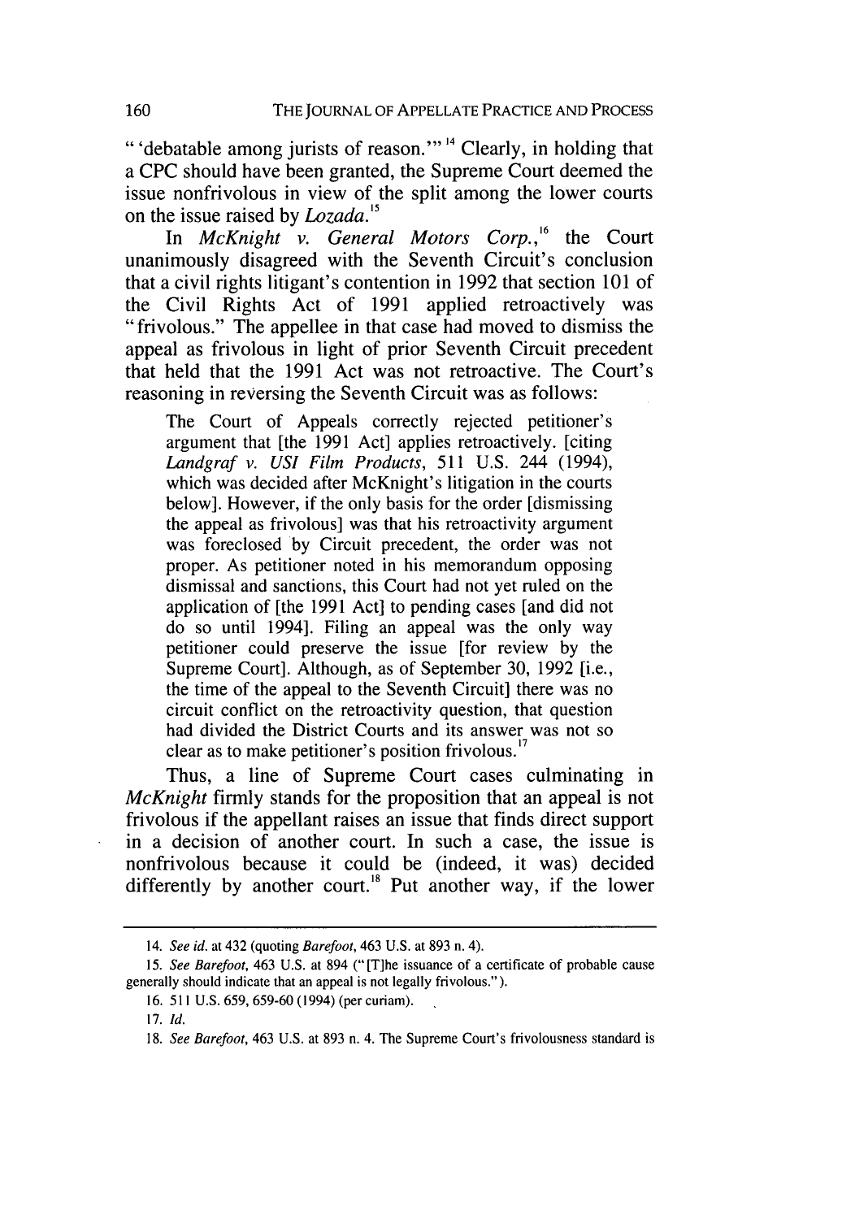"'debatable among jurists of reason.'"[14] Clearly, in holding that a CPC should have been granted, the Supreme Court deemed the issue nonfrivolous in view of the split among the lower courts on the issue raised by *Lozada*.[15]

In *McKnight v. General Motors Corp.*,[16] the Court unanimously disagreed with the Seventh Circuit's conclusion that a civil rights litigant's contention in 1992 that section 101 of the Civil Rights Act of 1991 applied retroactively was "frivolous." The appellee in that case had moved to dismiss the appeal as frivolous in light of prior Seventh Circuit precedent that held that the 1991 Act was not retroactive. The Court's reasoning in reversing the Seventh Circuit was as follows:

> The Court of Appeals correctly rejected petitioner's argument that [the 1991 Act] applies retroactively. [citing *Landgraf v. USI Film Products*, 511 U.S. 244 (1994), which was decided after McKnight's litigation in the courts below]. However, if the only basis for the order [dismissing the appeal as frivolous] was that his retroactivity argument was foreclosed by Circuit precedent, the order was not proper. As petitioner noted in his memorandum opposing dismissal and sanctions, this Court had not yet ruled on the application of [the 1991 Act] to pending cases [and did not do so until 1994]. Filing an appeal was the only way petitioner could preserve the issue [for review by the Supreme Court]. Although, as of September 30, 1992 [i.e., the time of the appeal to the Seventh Circuit] there was no circuit conflict on the retroactivity question, that question had divided the District Courts and its answer was not so clear as to make petitioner's position frivolous.[17]

Thus, a line of Supreme Court cases culminating in *McKnight* firmly stands for the proposition that an appeal is not frivolous if the appellant raises an issue that finds direct support in a decision of another court. In such a case, the issue is nonfrivolous because it could be (indeed, it was) decided differently by another court.[18] Put another way, if the lower

---

14. *See id.* at 432 (quoting *Barefoot*, 463 U.S. at 893 n. 4).

15. *See Barefoot*, 463 U.S. at 894 ("[T]he issuance of a certificate of probable cause generally should indicate that an appeal is not legally frivolous.").

16. 511 U.S. 659, 659-60 (1994) (per curiam).

17. *Id.*

18. *See Barefoot*, 463 U.S. at 893 n. 4. The Supreme Court's frivolousness standard is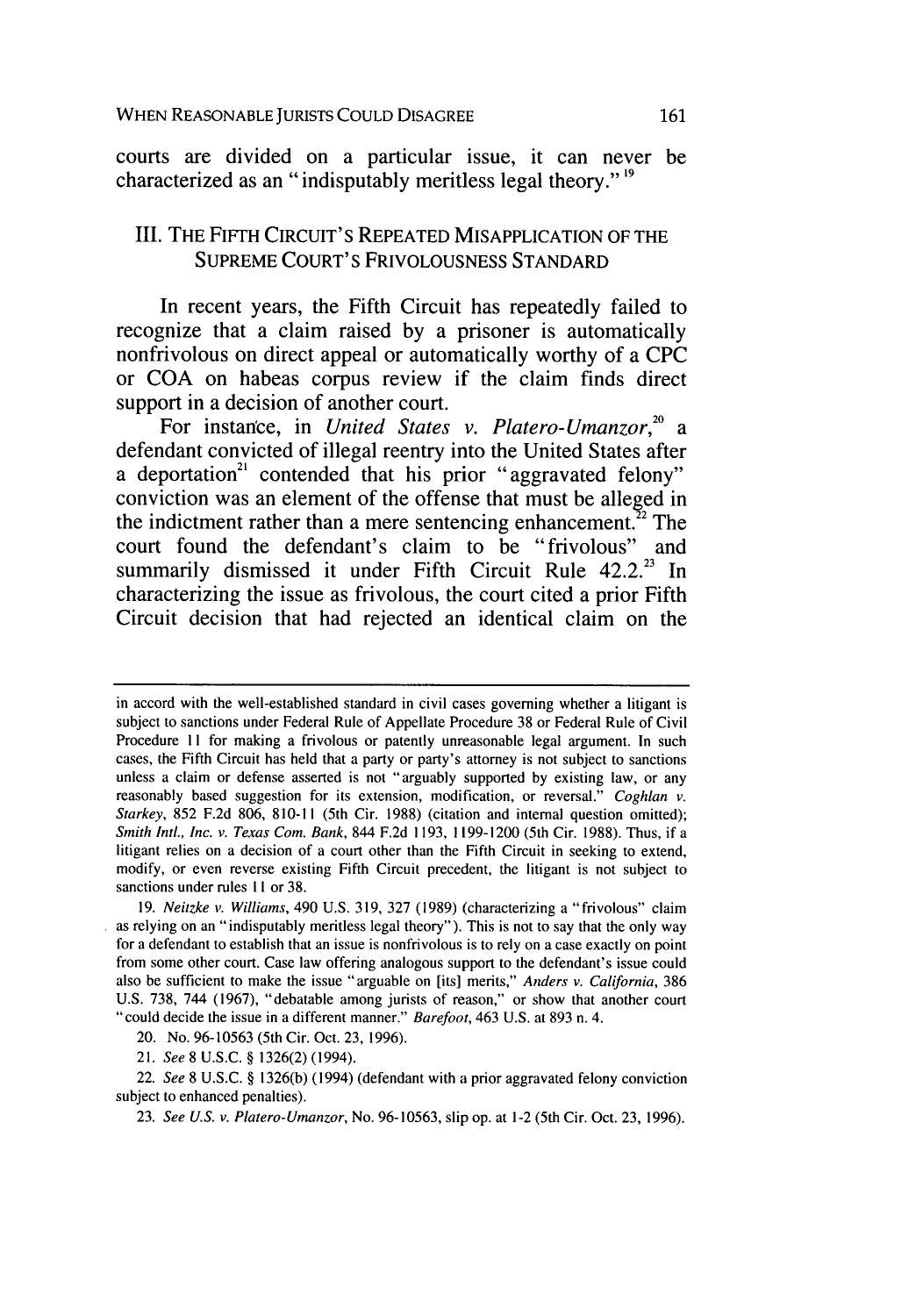courts are divided on a particular issue, it can never be characterized as an "indisputably meritless legal theory."[19]

## III. THE FIFTH CIRCUIT'S REPEATED MISAPPLICATION OF THE SUPREME COURT'S FRIVOLOUSNESS STANDARD

In recent years, the Fifth Circuit has repeatedly failed to recognize that a claim raised by a prisoner is automatically nonfrivolous on direct appeal or automatically worthy of a CPC or COA on habeas corpus review if the claim finds direct support in a decision of another court.

For instance, in *United States v. Platero-Umanzor*,[20] a defendant convicted of illegal reentry into the United States after a deportation[21] contended that his prior "aggravated felony" conviction was an element of the offense that must be alleged in the indictment rather than a mere sentencing enhancement.[22] The court found the defendant's claim to be "frivolous" and summarily dismissed it under Fifth Circuit Rule 42.2.[23] In characterizing the issue as frivolous, the court cited a prior Fifth Circuit decision that had rejected an identical claim on the

---

in accord with the well-established standard in civil cases governing whether a litigant is subject to sanctions under Federal Rule of Appellate Procedure 38 or Federal Rule of Civil Procedure 11 for making a frivolous or patently unreasonable legal argument. In such cases, the Fifth Circuit has held that a party or party's attorney is not subject to sanctions unless a claim or defense asserted is not "arguably supported by existing law, or any reasonably based suggestion for its extension, modification, or reversal." *Coghlan v. Starkey*, 852 F.2d 806, 810-11 (5th Cir. 1988) (citation and internal question omitted); *Smith Intl., Inc. v. Texas Com. Bank*, 844 F.2d 1193, 1199-1200 (5th Cir. 1988). Thus, if a litigant relies on a decision of a court other than the Fifth Circuit in seeking to extend, modify, or even reverse existing Fifth Circuit precedent, the litigant is not subject to sanctions under rules 11 or 38.

19. *Neitzke v. Williams*, 490 U.S. 319, 327 (1989) (characterizing a "frivolous" claim as relying on an "indisputably meritless legal theory"). This is not to say that the only way for a defendant to establish that an issue is nonfrivolous is to rely on a case exactly on point from some other court. Case law offering analogous support to the defendant's issue could also be sufficient to make the issue "arguable on [its] merits," *Anders v. California*, 386 U.S. 738, 744 (1967), "debatable among jurists of reason," or show that another court "could decide the issue in a different manner." *Barefoot*, 463 U.S. at 893 n. 4.

20. No. 96-10563 (5th Cir. Oct. 23, 1996).

21. *See* 8 U.S.C. § 1326(2) (1994).

22. *See* 8 U.S.C. § 1326(b) (1994) (defendant with a prior aggravated felony conviction subject to enhanced penalties).

23. *See U.S. v. Platero-Umanzor*, No. 96-10563, slip op. at 1-2 (5th Cir. Oct. 23, 1996).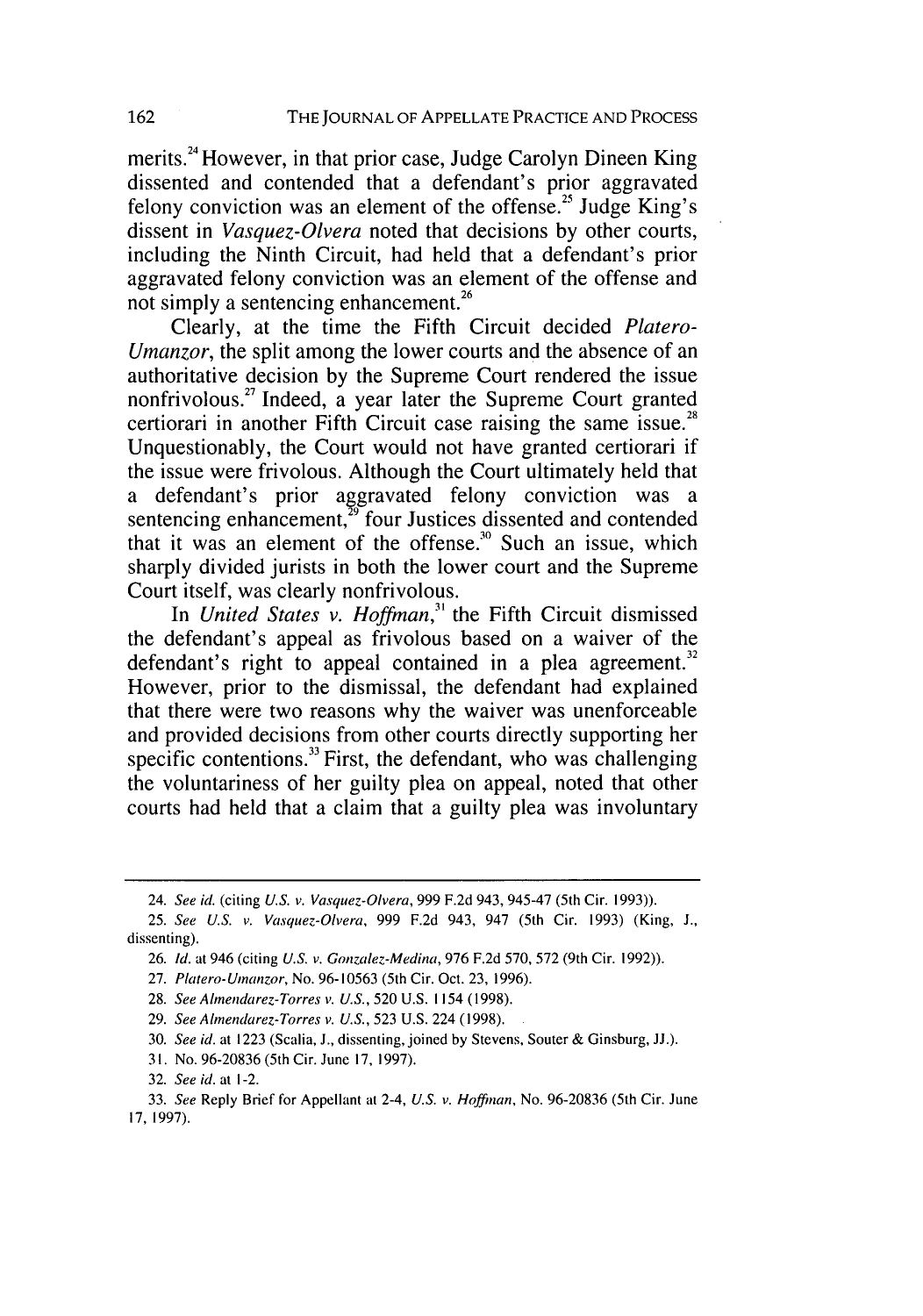merits.[24] However, in that prior case, Judge Carolyn Dineen King dissented and contended that a defendant's prior aggravated felony conviction was an element of the offense.[25] Judge King's dissent in *Vasquez-Olvera* noted that decisions by other courts, including the Ninth Circuit, had held that a defendant's prior aggravated felony conviction was an element of the offense and not simply a sentencing enhancement.[26]

Clearly, at the time the Fifth Circuit decided *Platero-Umanzor*, the split among the lower courts and the absence of an authoritative decision by the Supreme Court rendered the issue nonfrivolous.[27] Indeed, a year later the Supreme Court granted certiorari in another Fifth Circuit case raising the same issue.[28] Unquestionably, the Court would not have granted certiorari if the issue were frivolous. Although the Court ultimately held that a defendant's prior aggravated felony conviction was a sentencing enhancement,[29] four Justices dissented and contended that it was an element of the offense.[30] Such an issue, which sharply divided jurists in both the lower court and the Supreme Court itself, was clearly nonfrivolous.

In *United States v. Hoffman*,[31] the Fifth Circuit dismissed the defendant's appeal as frivolous based on a waiver of the defendant's right to appeal contained in a plea agreement.[32] However, prior to the dismissal, the defendant had explained that there were two reasons why the waiver was unenforceable and provided decisions from other courts directly supporting her specific contentions.[33] First, the defendant, who was challenging the voluntariness of her guilty plea on appeal, noted that other courts had held that a claim that a guilty plea was involuntary

---

24. *See id.* (citing *U.S. v. Vasquez-Olvera*, 999 F.2d 943, 945-47 (5th Cir. 1993)).

25. *See U.S. v. Vasquez-Olvera*, 999 F.2d 943, 947 (5th Cir. 1993) (King, J., dissenting).

26. *Id.* at 946 (citing *U.S. v. Gonzalez-Medina*, 976 F.2d 570, 572 (9th Cir. 1992)).

27. *Platero-Umanzor*, No. 96-10563 (5th Cir. Oct. 23, 1996).

28. *See Almendarez-Torres v. U.S.*, 520 U.S. 1154 (1998).

29. *See Almendarez-Torres v. U.S.*, 523 U.S. 224 (1998).

30. *See id.* at 1223 (Scalia, J., dissenting, joined by Stevens, Souter & Ginsburg, JJ.).

31. No. 96-20836 (5th Cir. June 17, 1997).

32. *See id.* at 1-2.

33. *See* Reply Brief for Appellant at 2-4, *U.S. v. Hoffman*, No. 96-20836 (5th Cir. June 17, 1997).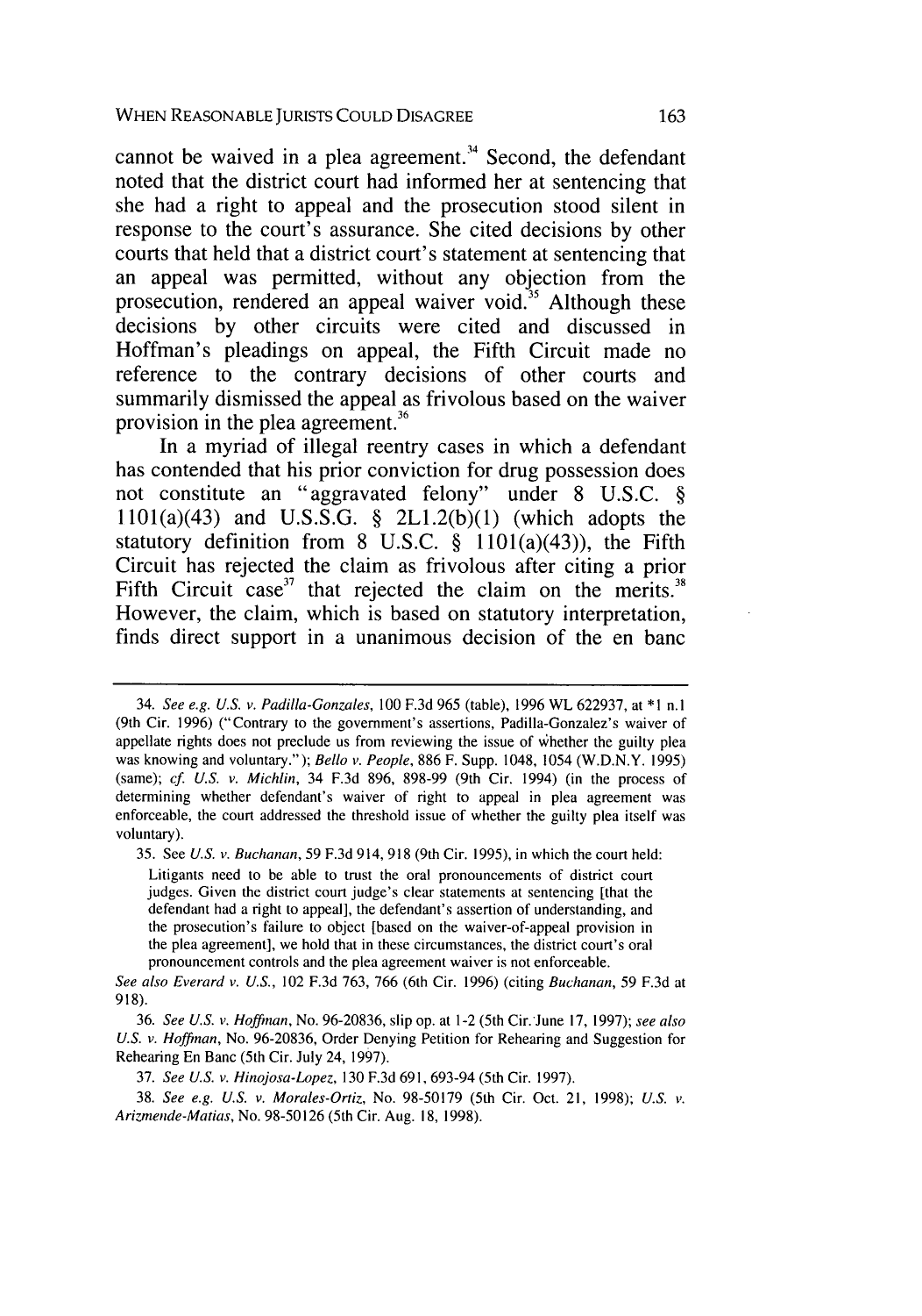cannot be waived in a plea agreement.[34] Second, the defendant noted that the district court had informed her at sentencing that she had a right to appeal and the prosecution stood silent in response to the court's assurance. She cited decisions by other courts that held that a district court's statement at sentencing that an appeal was permitted, without any objection from the prosecution, rendered an appeal waiver void.[35] Although these decisions by other circuits were cited and discussed in Hoffman's pleadings on appeal, the Fifth Circuit made no reference to the contrary decisions of other courts and summarily dismissed the appeal as frivolous based on the waiver provision in the plea agreement.[36]

In a myriad of illegal reentry cases in which a defendant has contended that his prior conviction for drug possession does not constitute an "aggravated felony" under 8 U.S.C. § 1101(a)(43) and U.S.S.G. § 2L1.2(b)(1) (which adopts the statutory definition from 8 U.S.C. § 1101(a)(43)), the Fifth Circuit has rejected the claim as frivolous after citing a prior Fifth Circuit case[37] that rejected the claim on the merits.[38] However, the claim, which is based on statutory interpretation, finds direct support in a unanimous decision of the en banc

---

34. *See e.g. U.S. v. Padilla-Gonzales*, 100 F.3d 965 (table), 1996 WL 622937, at *1 n.1 (9th Cir. 1996) ("Contrary to the government's assertions, Padilla-Gonzalez's waiver of appellate rights does not preclude us from reviewing the issue of whether the guilty plea was knowing and voluntary."); *Bello v. People*, 886 F. Supp. 1048, 1054 (W.D.N.Y. 1995) (same); *cf. U.S. v. Michlin*, 34 F.3d 896, 898-99 (9th Cir. 1994) (in the process of determining whether defendant's waiver of right to appeal in plea agreement was enforceable, the court addressed the threshold issue of whether the guilty plea itself was voluntary).

35. See *U.S. v. Buchanan*, 59 F.3d 914, 918 (9th Cir. 1995), in which the court held:

> Litigants need to be able to trust the oral pronouncements of district court judges. Given the district court judge's clear statements at sentencing [that the defendant had a right to appeal], the defendant's assertion of understanding, and the prosecution's failure to object [based on the waiver-of-appeal provision in the plea agreement], we hold that in these circumstances, the district court's oral pronouncement controls and the plea agreement waiver is not enforceable.

*See also Everard v. U.S.*, 102 F.3d 763, 766 (6th Cir. 1996) (citing *Buchanan*, 59 F.3d at 918).

36. *See U.S. v. Hoffman*, No. 96-20836, slip op. at 1-2 (5th Cir. June 17, 1997); *see also U.S. v. Hoffman*, No. 96-20836, Order Denying Petition for Rehearing and Suggestion for Rehearing En Banc (5th Cir. July 24, 1997).

37. *See U.S. v. Hinojosa-Lopez*, 130 F.3d 691, 693-94 (5th Cir. 1997).

38. *See e.g. U.S. v. Morales-Ortiz*, No. 98-50179 (5th Cir. Oct. 21, 1998); *U.S. v. Arizmende-Matias*, No. 98-50126 (5th Cir. Aug. 18, 1998).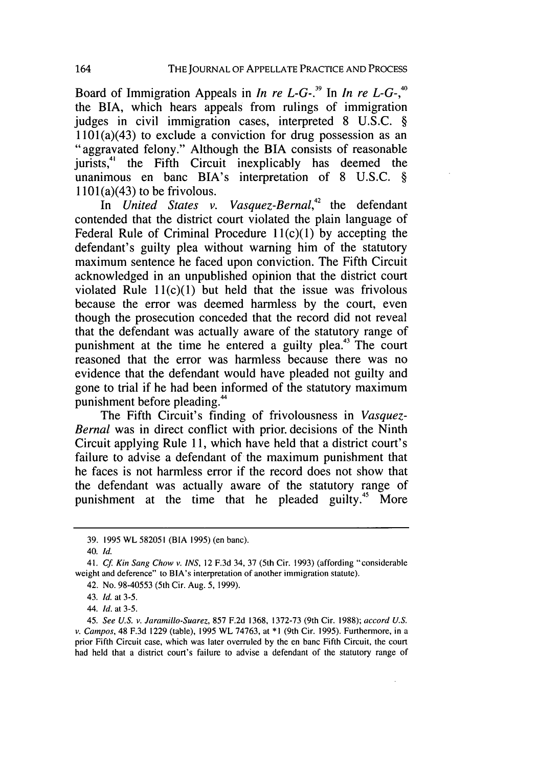Board of Immigration Appeals in *In re L-G-*.[39] In *In re L-G-*,[40] the BIA, which hears appeals from rulings of immigration judges in civil immigration cases, interpreted 8 U.S.C. § 1101(a)(43) to exclude a conviction for drug possession as an "aggravated felony." Although the BIA consists of reasonable jurists,[41] the Fifth Circuit inexplicably has deemed the unanimous en banc BIA's interpretation of 8 U.S.C. § 1101(a)(43) to be frivolous.

In *United States v. Vasquez-Bernal*,[42] the defendant contended that the district court violated the plain language of Federal Rule of Criminal Procedure 11(c)(1) by accepting the defendant's guilty plea without warning him of the statutory maximum sentence he faced upon conviction. The Fifth Circuit acknowledged in an unpublished opinion that the district court violated Rule 11(c)(1) but held that the issue was frivolous because the error was deemed harmless by the court, even though the prosecution conceded that the record did not reveal that the defendant was actually aware of the statutory range of punishment at the time he entered a guilty plea.[43] The court reasoned that the error was harmless because there was no evidence that the defendant would have pleaded not guilty and gone to trial if he had been informed of the statutory maximum punishment before pleading.[44]

The Fifth Circuit's finding of frivolousness in *Vasquez-Bernal* was in direct conflict with prior decisions of the Ninth Circuit applying Rule 11, which have held that a district court's failure to advise a defendant of the maximum punishment that he faces is not harmless error if the record does not show that the defendant was actually aware of the statutory range of punishment at the time that he pleaded guilty.[45] More

---

39. 1995 WL 582051 (BIA 1995) (en banc).

40. *Id.*

41. *Cf. Kin Sang Chow v. INS*, 12 F.3d 34, 37 (5th Cir. 1993) (affording "considerable weight and deference" to BIA's interpretation of another immigration statute).

42. No. 98-40553 (5th Cir. Aug. 5, 1999).

43. *Id.* at 3-5.

44. *Id.* at 3-5.

45. *See U.S. v. Jaramillo-Suarez*, 857 F.2d 1368, 1372-73 (9th Cir. 1988); *accord U.S. v. Campos*, 48 F.3d 1229 (table), 1995 WL 74763, at *1 (9th Cir. 1995). Furthermore, in a prior Fifth Circuit case, which was later overruled by the en banc Fifth Circuit, the court had held that a district court's failure to advise a defendant of the statutory range of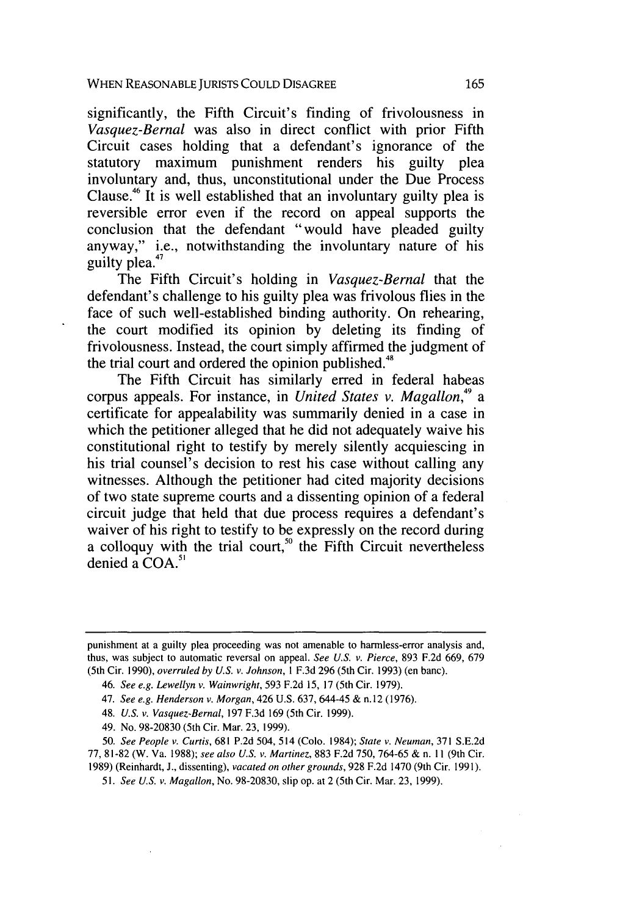significantly, the Fifth Circuit's finding of frivolousness in *Vasquez-Bernal* was also in direct conflict with prior Fifth Circuit cases holding that a defendant's ignorance of the statutory maximum punishment renders his guilty plea involuntary and, thus, unconstitutional under the Due Process Clause.[46] It is well established that an involuntary guilty plea is reversible error even if the record on appeal supports the conclusion that the defendant "would have pleaded guilty anyway," i.e., notwithstanding the involuntary nature of his guilty plea.[47]

The Fifth Circuit's holding in *Vasquez-Bernal* that the defendant's challenge to his guilty plea was frivolous flies in the face of such well-established binding authority. On rehearing, the court modified its opinion by deleting its finding of frivolousness. Instead, the court simply affirmed the judgment of the trial court and ordered the opinion published.[48]

The Fifth Circuit has similarly erred in federal habeas corpus appeals. For instance, in *United States v. Magallon*,[49] a certificate for appealability was summarily denied in a case in which the petitioner alleged that he did not adequately waive his constitutional right to testify by merely silently acquiescing in his trial counsel's decision to rest his case without calling any witnesses. Although the petitioner had cited majority decisions of two state supreme courts and a dissenting opinion of a federal circuit judge that held that due process requires a defendant's waiver of his right to testify to be expressly on the record during a colloquy with the trial court,[50] the Fifth Circuit nevertheless denied a COA.[51]

---

punishment at a guilty plea proceeding was not amenable to harmless-error analysis and, thus, was subject to automatic reversal on appeal. *See U.S. v. Pierce*, 893 F.2d 669, 679 (5th Cir. 1990), *overruled by U.S. v. Johnson*, 1 F.3d 296 (5th Cir. 1993) (en banc).

46. *See e.g. Lewellyn v. Wainwright*, 593 F.2d 15, 17 (5th Cir. 1979).

47. *See e.g. Henderson v. Morgan*, 426 U.S. 637, 644-45 & n.12 (1976).

48. *U.S. v. Vasquez-Bernal*, 197 F.3d 169 (5th Cir. 1999).

49. No. 98-20830 (5th Cir. Mar. 23, 1999).

50. *See People v. Curtis*, 681 P.2d 504, 514 (Colo. 1984); *State v. Neuman*, 371 S.E.2d 77, 81-82 (W. Va. 1988); *see also U.S. v. Martinez*, 883 F.2d 750, 764-65 & n. 11 (9th Cir. 1989) (Reinhardt, J., dissenting), *vacated on other grounds*, 928 F.2d 1470 (9th Cir. 1991).

51. *See U.S. v. Magallon*, No. 98-20830, slip op. at 2 (5th Cir. Mar. 23, 1999).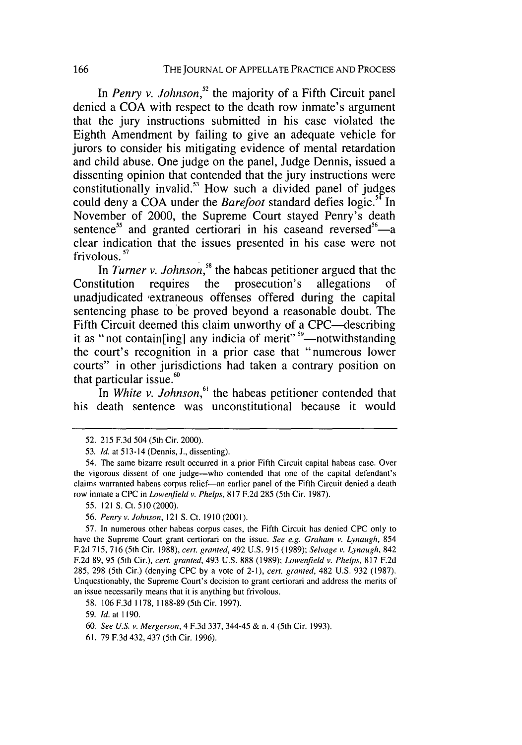In *Penry v. Johnson*,[52] the majority of a Fifth Circuit panel denied a COA with respect to the death row inmate's argument that the jury instructions submitted in his case violated the Eighth Amendment by failing to give an adequate vehicle for jurors to consider his mitigating evidence of mental retardation and child abuse. One judge on the panel, Judge Dennis, issued a dissenting opinion that contended that the jury instructions were constitutionally invalid.[53] How such a divided panel of judges could deny a COA under the *Barefoot* standard defies logic.[54] In November of 2000, the Supreme Court stayed Penry's death sentence[55] and granted certiorari in his caseand reversed[56]—a clear indication that the issues presented in his case were not frivolous.[57]

In *Turner v. Johnson*,[58] the habeas petitioner argued that the Constitution requires the prosecution's allegations of unadjudicated extraneous offenses offered during the capital sentencing phase to be proved beyond a reasonable doubt. The Fifth Circuit deemed this claim unworthy of a CPC—describing it as "not contain[ing] any indicia of merit"[59]—notwithstanding the court's recognition in a prior case that "numerous lower courts" in other jurisdictions had taken a contrary position on that particular issue.[60]

In *White v. Johnson*,[61] the habeas petitioner contended that his death sentence was unconstitutional because it would

---

52. 215 F.3d 504 (5th Cir. 2000).

53. *Id.* at 513-14 (Dennis, J., dissenting).

54. The same bizarre result occurred in a prior Fifth Circuit capital habeas case. Over the vigorous dissent of one judge—who contended that one of the capital defendant's claims warranted habeas corpus relief—an earlier panel of the Fifth Circuit denied a death row inmate a CPC in *Lowenfield v. Phelps*, 817 F.2d 285 (5th Cir. 1987).

55. 121 S. Ct. 510 (2000).

56. *Penry v. Johnson*, 121 S. Ct. 1910 (2001).

57. In numerous other habeas corpus cases, the Fifth Circuit has denied CPC only to have the Supreme Court grant certiorari on the issue. *See e.g. Graham v. Lynaugh*, 854 F.2d 715, 716 (5th Cir. 1988), *cert. granted*, 492 U.S. 915 (1989); *Selvage v. Lynaugh*, 842 F.2d 89, 95 (5th Cir.), *cert. granted*, 493 U.S. 888 (1989); *Lowenfield v. Phelps*, 817 F.2d 285, 298 (5th Cir.) (denying CPC by a vote of 2-1), *cert. granted*, 482 U.S. 932 (1987). Unquestionably, the Supreme Court's decision to grant certiorari and address the merits of an issue necessarily means that it is anything but frivolous.

58. 106 F.3d 1178, 1188-89 (5th Cir. 1997).

59. *Id.* at 1190.

60. *See U.S. v. Mergerson*, 4 F.3d 337, 344-45 & n. 4 (5th Cir. 1993).

61. 79 F.3d 432, 437 (5th Cir. 1996).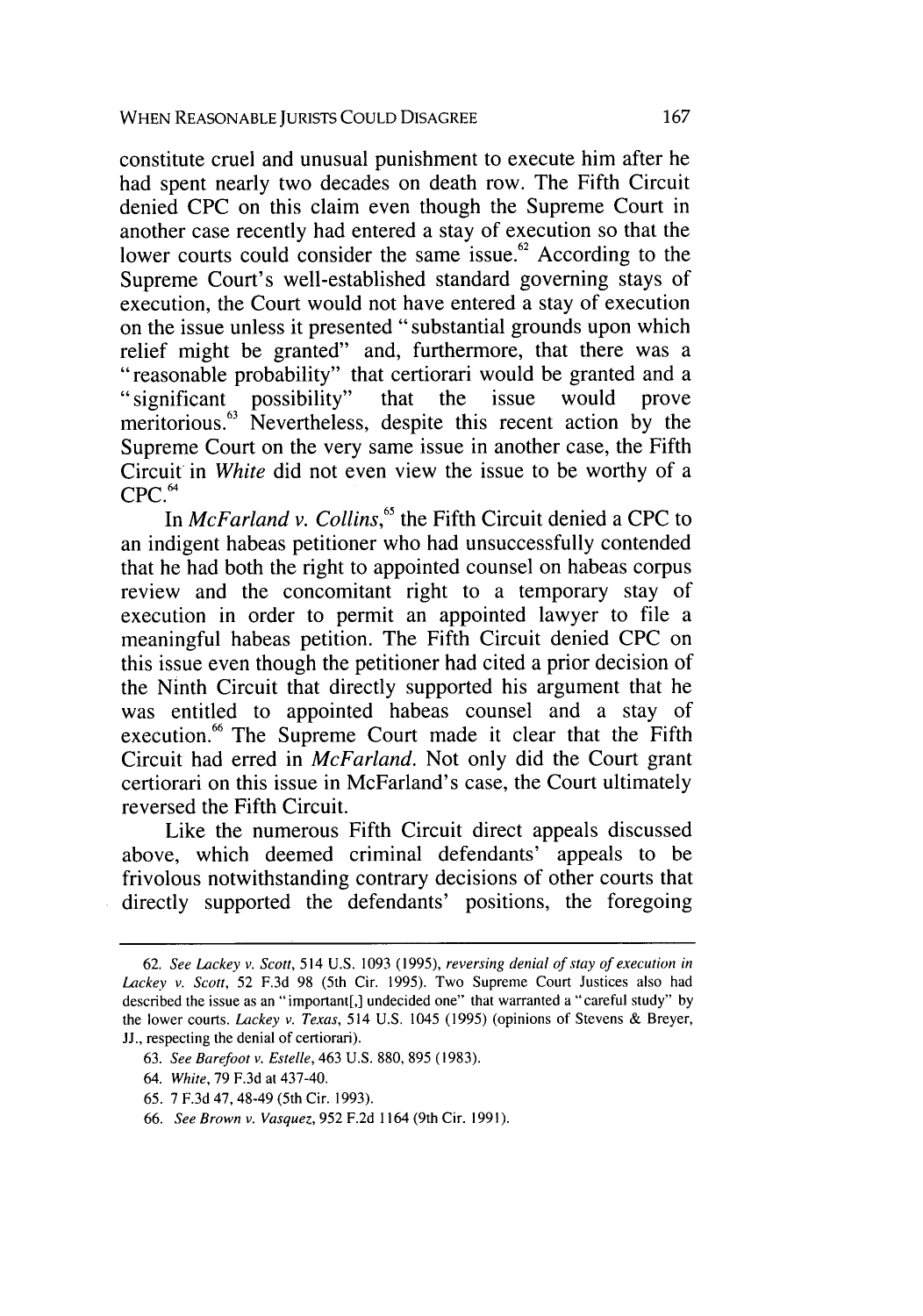constitute cruel and unusual punishment to execute him after he had spent nearly two decades on death row. The Fifth Circuit denied CPC on this claim even though the Supreme Court in another case recently had entered a stay of execution so that the lower courts could consider the same issue.[62] According to the Supreme Court's well-established standard governing stays of execution, the Court would not have entered a stay of execution on the issue unless it presented "substantial grounds upon which relief might be granted" and, furthermore, that there was a "reasonable probability" that certiorari would be granted and a "significant possibility" that the issue would prove meritorious.[63] Nevertheless, despite this recent action by the Supreme Court on the very same issue in another case, the Fifth Circuit in *White* did not even view the issue to be worthy of a CPC.[64]

In *McFarland v. Collins*,[65] the Fifth Circuit denied a CPC to an indigent habeas petitioner who had unsuccessfully contended that he had both the right to appointed counsel on habeas corpus review and the concomitant right to a temporary stay of execution in order to permit an appointed lawyer to file a meaningful habeas petition. The Fifth Circuit denied CPC on this issue even though the petitioner had cited a prior decision of the Ninth Circuit that directly supported his argument that he was entitled to appointed habeas counsel and a stay of execution.[66] The Supreme Court made it clear that the Fifth Circuit had erred in *McFarland*. Not only did the Court grant certiorari on this issue in McFarland's case, the Court ultimately reversed the Fifth Circuit.

Like the numerous Fifth Circuit direct appeals discussed above, which deemed criminal defendants' appeals to be frivolous notwithstanding contrary decisions of other courts that directly supported the defendants' positions, the foregoing

---

62. *See Lackey v. Scott*, 514 U.S. 1093 (1995), *reversing denial of stay of execution in Lackey v. Scott*, 52 F.3d 98 (5th Cir. 1995). Two Supreme Court Justices also had described the issue as an "important[,] undecided one" that warranted a "careful study" by the lower courts. *Lackey v. Texas*, 514 U.S. 1045 (1995) (opinions of Stevens & Breyer, JJ., respecting the denial of certiorari).

63. *See Barefoot v. Estelle*, 463 U.S. 880, 895 (1983).

64. *White*, 79 F.3d at 437-40.

65. 7 F.3d 47, 48-49 (5th Cir. 1993).

66. *See Brown v. Vasquez*, 952 F.2d 1164 (9th Cir. 1991).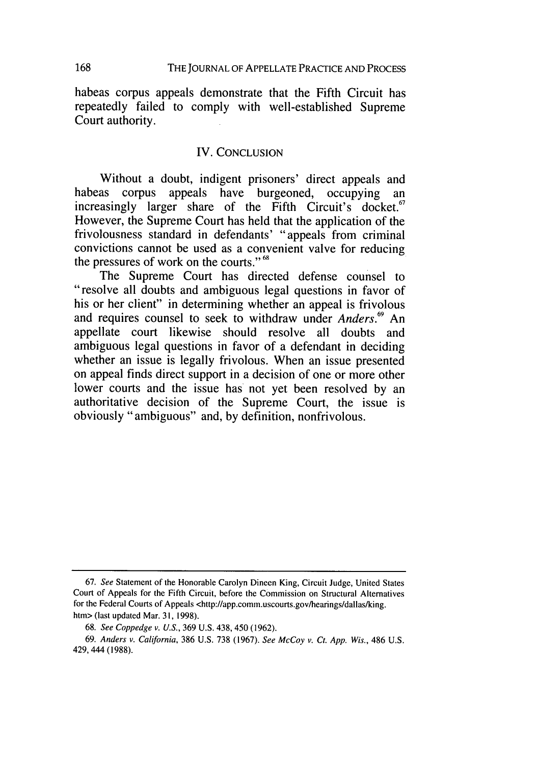habeas corpus appeals demonstrate that the Fifth Circuit has repeatedly failed to comply with well-established Supreme Court authority.

## IV. CONCLUSION

Without a doubt, indigent prisoners' direct appeals and habeas corpus appeals have burgeoned, occupying an increasingly larger share of the Fifth Circuit's docket.[67] However, the Supreme Court has held that the application of the frivolousness standard in defendants' "appeals from criminal convictions cannot be used as a convenient valve for reducing the pressures of work on the courts."[68]

The Supreme Court has directed defense counsel to "resolve all doubts and ambiguous legal questions in favor of his or her client" in determining whether an appeal is frivolous and requires counsel to seek to withdraw under *Anders*.[69] An appellate court likewise should resolve all doubts and ambiguous legal questions in favor of a defendant in deciding whether an issue is legally frivolous. When an issue presented on appeal finds direct support in a decision of one or more other lower courts and the issue has not yet been resolved by an authoritative decision of the Supreme Court, the issue is obviously "ambiguous" and, by definition, nonfrivolous.

---

67. *See* Statement of the Honorable Carolyn Dineen King, Circuit Judge, United States Court of Appeals for the Fifth Circuit, before the Commission on Structural Alternatives for the Federal Courts of Appeals <http://app.comm.uscourts.gov/hearings/dallas/king.htm> (last updated Mar. 31, 1998).

68. *See Coppedge v. U.S.*, 369 U.S. 438, 450 (1962).

69. *Anders v. California*, 386 U.S. 738 (1967). *See McCoy v. Ct. App. Wis.*, 486 U.S. 429, 444 (1988).